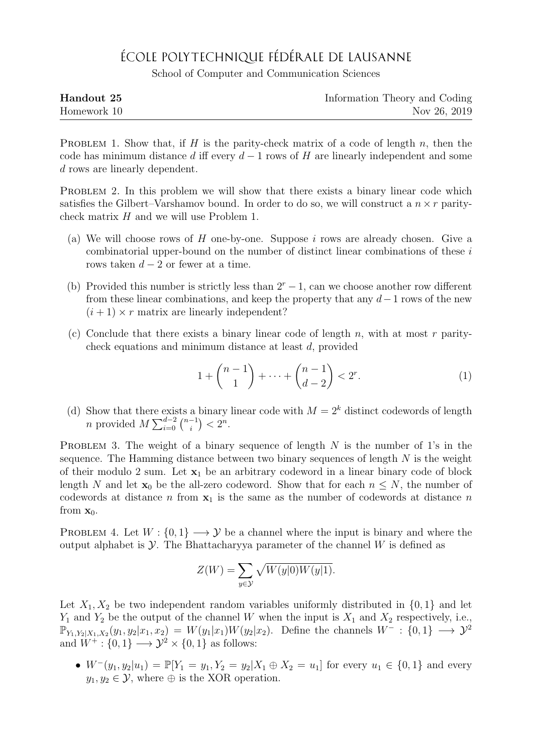# École Polytechnique Fédérale de Lausanne

School of Computer and Communication Sciences

| **Handout 25** | Information Theory and Coding |
|---|---|
| Homework 10 | Nov 26, 2019 |

Problem 1. Show that, if $H$ is the parity-check matrix of a code of length $n$, then the code has minimum distance $d$ iff every $d-1$ rows of $H$ are linearly independent and some $d$ rows are linearly dependent.

Problem 2. In this problem we will show that there exists a binary linear code which satisfies the Gilbert–Varshamov bound. In order to do so, we will construct a $n \times r$ parity-check matrix $H$ and we will use Problem 1.

(a) We will choose rows of $H$ one-by-one. Suppose $i$ rows are already chosen. Give a combinatorial upper-bound on the number of distinct linear combinations of these $i$ rows taken $d-2$ or fewer at a time.

(b) Provided this number is strictly less than $2^r - 1$, can we choose another row different from these linear combinations, and keep the property that any $d-1$ rows of the new $(i+1) \times r$ matrix are linearly independent?

(c) Conclude that there exists a binary linear code of length $n$, with at most $r$ parity-check equations and minimum distance at least $d$, provided

$$1 + \binom{n-1}{1} + \cdots + \binom{n-1}{d-2} < 2^r. \tag{1}$$

(d) Show that there exists a binary linear code with $M = 2^k$ distinct codewords of length $n$ provided $M \sum_{i=0}^{d-2} \binom{n-1}{i} < 2^n$.

Problem 3. The weight of a binary sequence of length $N$ is the number of 1's in the sequence. The Hamming distance between two binary sequences of length $N$ is the weight of their modulo 2 sum. Let $\mathbf{x}_1$ be an arbitrary codeword in a linear binary code of block length $N$ and let $\mathbf{x}_0$ be the all-zero codeword. Show that for each $n \leq N$, the number of codewords at distance $n$ from $\mathbf{x}_1$ is the same as the number of codewords at distance $n$ from $\mathbf{x}_0$.

Problem 4. Let $W : \{0,1\} \longrightarrow \mathcal{Y}$ be a channel where the input is binary and where the output alphabet is $\mathcal{Y}$. The Bhattacharyya parameter of the channel $W$ is defined as

$$Z(W) = \sum_{y \in \mathcal{Y}} \sqrt{W(y|0)W(y|1)}.$$

Let $X_1, X_2$ be two independent random variables uniformly distributed in $\{0,1\}$ and let $Y_1$ and $Y_2$ be the output of the channel $W$ when the input is $X_1$ and $X_2$ respectively, i.e., $\mathbb{P}_{Y_1,Y_2|X_1,X_2}(y_1, y_2|x_1, x_2) = W(y_1|x_1)W(y_2|x_2)$. Define the channels $W^- : \{0,1\} \longrightarrow \mathcal{Y}^2$ and $W^+ : \{0,1\} \longrightarrow \mathcal{Y}^2 \times \{0,1\}$ as follows:

- $W^-(y_1, y_2|u_1) = \mathbb{P}[Y_1 = y_1, Y_2 = y_2 | X_1 \oplus X_2 = u_1]$ for every $u_1 \in \{0,1\}$ and every $y_1, y_2 \in \mathcal{Y}$, where $\oplus$ is the XOR operation.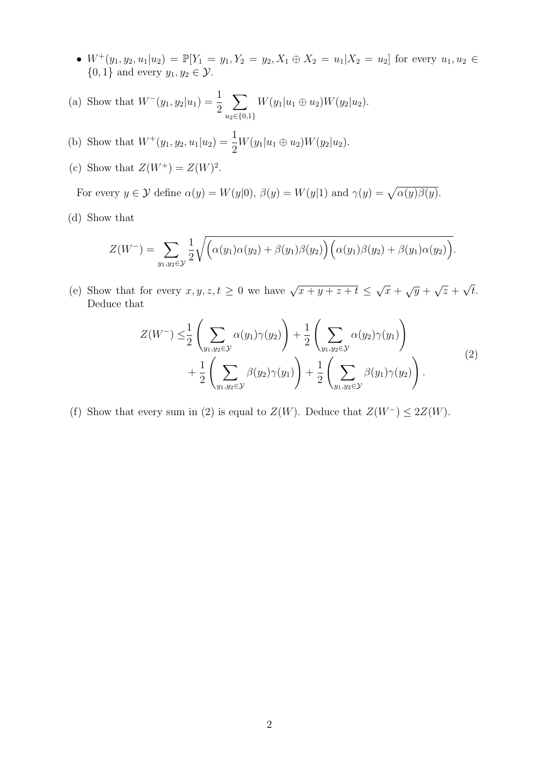- $W^+(y_1, y_2, u_1|u_2) = \mathbb{P}[Y_1 = y_1, Y_2 = y_2, X_1 \oplus X_2 = u_1 | X_2 = u_2]$ for every $u_1, u_2 \in \{0,1\}$ and every $y_1, y_2 \in \mathcal{Y}$.

(a) Show that $W^-(y_1, y_2|u_1) = \dfrac{1}{2} \displaystyle\sum_{u_2 \in \{0,1\}} W(y_1|u_1 \oplus u_2) W(y_2|u_2)$.

(b) Show that $W^+(y_1, y_2, u_1|u_2) = \dfrac{1}{2} W(y_1|u_1 \oplus u_2) W(y_2|u_2)$.

(c) Show that $Z(W^+) = Z(W)^2$.

For every $y \in \mathcal{Y}$ define $\alpha(y) = W(y|0)$, $\beta(y) = W(y|1)$ and $\gamma(y) = \sqrt{\alpha(y)\beta(y)}$.

(d) Show that

$$Z(W^-) = \sum_{y_1, y_2 \in \mathcal{Y}} \frac{1}{2} \sqrt{\Big(\alpha(y_1)\alpha(y_2) + \beta(y_1)\beta(y_2)\Big)\Big(\alpha(y_1)\beta(y_2) + \beta(y_1)\alpha(y_2)\Big)}.$$

(e) Show that for every $x, y, z, t \geq 0$ we have $\sqrt{x + y + z + t} \leq \sqrt{x} + \sqrt{y} + \sqrt{z} + \sqrt{t}$. Deduce that

$$\begin{aligned} Z(W^-) \leq & \frac{1}{2} \left( \sum_{y_1, y_2 \in \mathcal{Y}} \alpha(y_1)\gamma(y_2) \right) + \frac{1}{2} \left( \sum_{y_1, y_2 \in \mathcal{Y}} \alpha(y_2)\gamma(y_1) \right) \\ & + \frac{1}{2} \left( \sum_{y_1, y_2 \in \mathcal{Y}} \beta(y_2)\gamma(y_1) \right) + \frac{1}{2} \left( \sum_{y_1, y_2 \in \mathcal{Y}} \beta(y_1)\gamma(y_2) \right). \end{aligned} \tag{2}$$

(f) Show that every sum in (2) is equal to $Z(W)$. Deduce that $Z(W^-) \leq 2Z(W)$.